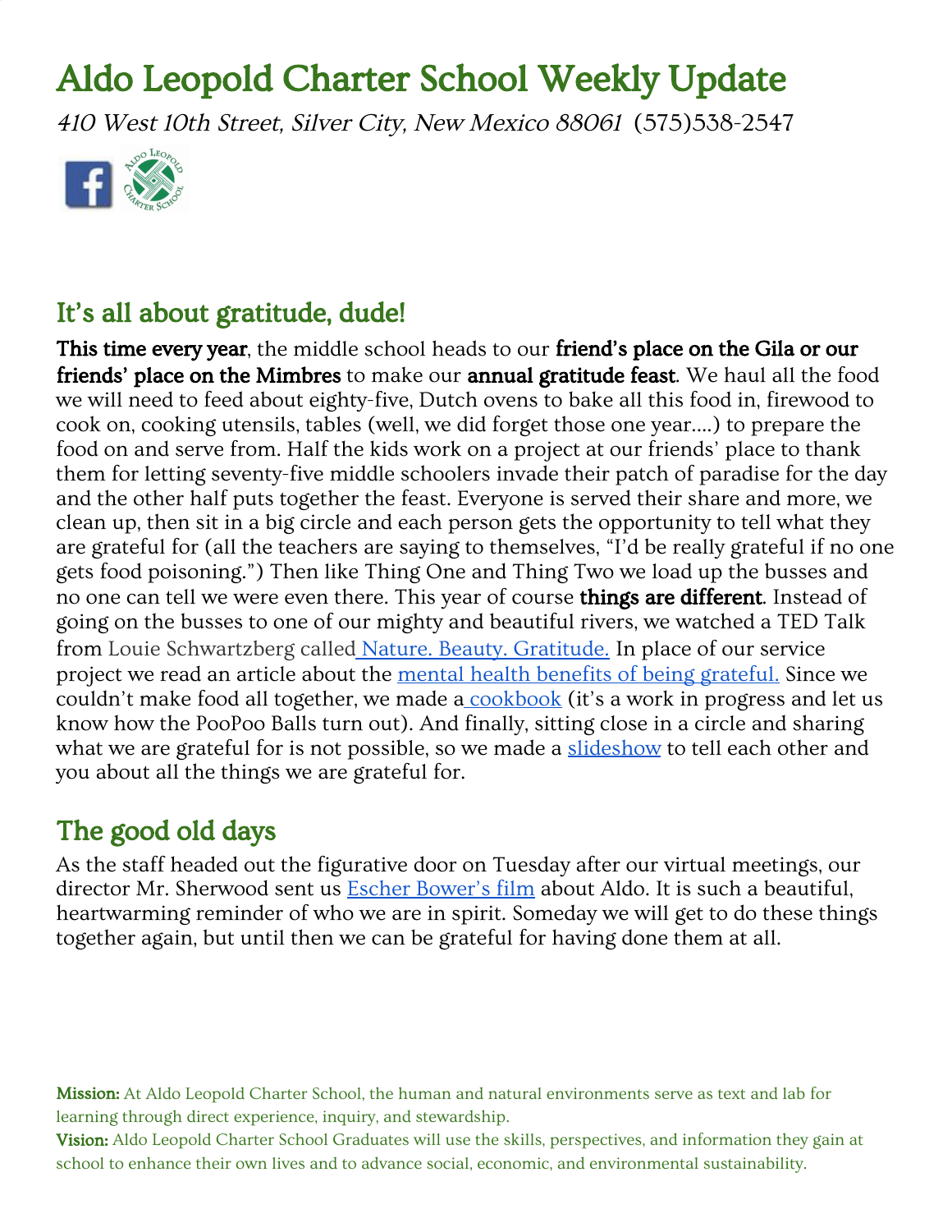# Aldo Leopold Charter School Weekly Update

*410 West 10th Street, Silver City, New Mexico 88061* (575)538-2547

## It's all about gratitude, dude!

**This time every year**, the middle school heads to our **friend's place on the Gila or our friends' place on the Mimbres** to make our **annual gratitude feast**. We haul all the food we will need to feed about eighty-five, Dutch ovens to bake all this food in, firewood to cook on, cooking utensils, tables (well, we did forget those one year....) to prepare the food on and serve from. Half the kids work on a project at our friends' place to thank them for letting seventy-five middle schoolers invade their patch of paradise for the day and the other half puts together the feast. Everyone is served their share and more, we clean up, then sit in a big circle and each person gets the opportunity to tell what they are grateful for (all the teachers are saying to themselves, "I'd be really grateful if no one gets food poisoning.") Then like Thing One and Thing Two we load up the busses and no one can tell we were even there. This year of course **things are different**. Instead of going on the busses to one of our mighty and beautiful rivers, we watched a TED Talk from Louie Schwartzberg called Nature. Beauty. Gratitude. In place of our service project we read an article about the mental health benefits of being grateful. Since we couldn't make food all together, we made a cookbook (it's a work in progress and let us know how the PooPoo Balls turn out). And finally, sitting close in a circle and sharing what we are grateful for is not possible, so we made a slideshow to tell each other and you about all the things we are grateful for.

## The good old days

As the staff headed out the figurative door on Tuesday after our virtual meetings, our director Mr. Sherwood sent us Escher Bower's film about Aldo. It is such a beautiful, heartwarming reminder of who we are in spirit. Someday we will get to do these things together again, but until then we can be grateful for having done them at all.

**Mission:** At Aldo Leopold Charter School, the human and natural environments serve as text and lab for learning through direct experience, inquiry, and stewardship.

**Vision:** Aldo Leopold Charter School Graduates will use the skills, perspectives, and information they gain at school to enhance their own lives and to advance social, economic, and environmental sustainability.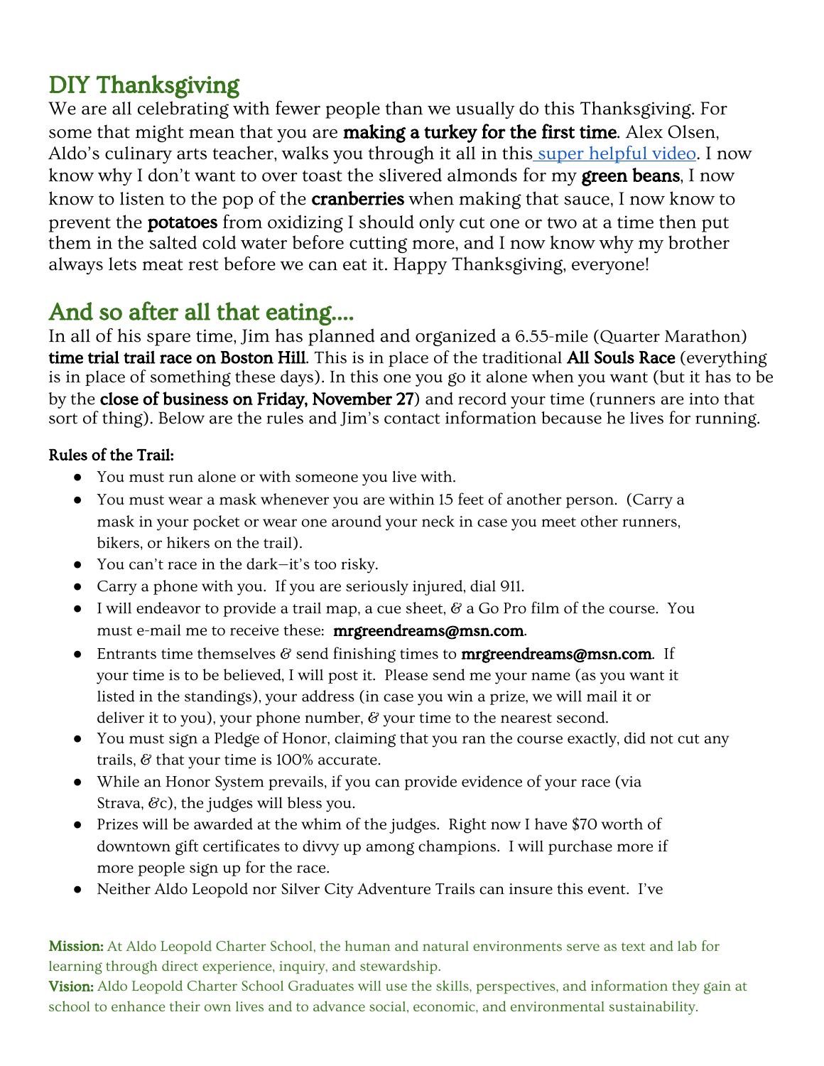## DIY Thanksgiving

We are all celebrating with fewer people than we usually do this Thanksgiving. For some that might mean that you are **making a turkey for the first time**. Alex Olsen, Aldo's culinary arts teacher, walks you through it all in this [super helpful video](). I now know why I don't want to over toast the slivered almonds for my **green beans**, I now know to listen to the pop of the **cranberries** when making that sauce, I now know to prevent the **potatoes** from oxidizing I should only cut one or two at a time then put them in the salted cold water before cutting more, and I now know why my brother always lets meat rest before we can eat it. Happy Thanksgiving, everyone!

## And so after all that eating....

In all of his spare time, Jim has planned and organized a 6.55-mile (Quarter Marathon) **time trial trail race on Boston Hill**. This is in place of the traditional **All Souls Race** (everything is in place of something these days). In this one you go it alone when you want (but it has to be by the **close of business on Friday, November 27**) and record your time (runners are into that sort of thing). Below are the rules and Jim's contact information because he lives for running.

**Rules of the Trail:**

- You must run alone or with someone you live with.
- You must wear a mask whenever you are within 15 feet of another person. (Carry a mask in your pocket or wear one around your neck in case you meet other runners, bikers, or hikers on the trail).
- You can't race in the dark—it's too risky.
- Carry a phone with you. If you are seriously injured, dial 911.
- I will endeavor to provide a trail map, a cue sheet, & a Go Pro film of the course. You must e-mail me to receive these: **mrgreendreams@msn.com**.
- Entrants time themselves & send finishing times to **mrgreendreams@msn.com**. If your time is to be believed, I will post it. Please send me your name (as you want it listed in the standings), your address (in case you win a prize, we will mail it or deliver it to you), your phone number, & your time to the nearest second.
- You must sign a Pledge of Honor, claiming that you ran the course exactly, did not cut any trails, & that your time is 100% accurate.
- While an Honor System prevails, if you can provide evidence of your race (via Strava, &c), the judges will bless you.
- Prizes will be awarded at the whim of the judges. Right now I have $70 worth of downtown gift certificates to divvy up among champions. I will purchase more if more people sign up for the race.
- Neither Aldo Leopold nor Silver City Adventure Trails can insure this event. I've

**Mission:** At Aldo Leopold Charter School, the human and natural environments serve as text and lab for learning through direct experience, inquiry, and stewardship.
**Vision:** Aldo Leopold Charter School Graduates will use the skills, perspectives, and information they gain at school to enhance their own lives and to advance social, economic, and environmental sustainability.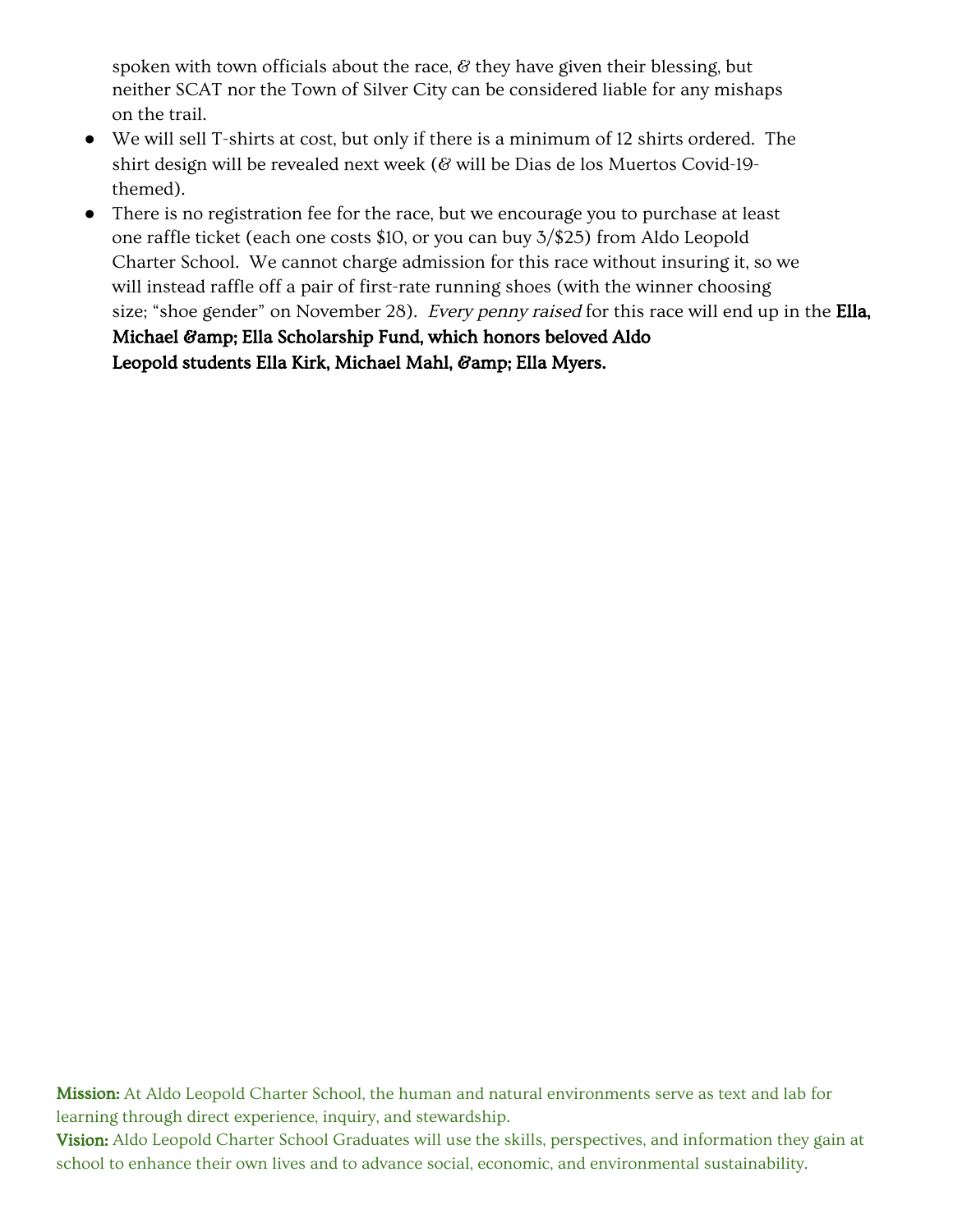spoken with town officials about the race, & they have given their blessing, but neither SCAT nor the Town of Silver City can be considered liable for any mishaps on the trail.

- We will sell T-shirts at cost, but only if there is a minimum of 12 shirts ordered. The shirt design will be revealed next week (& will be Dias de los Muertos Covid-19-themed).
- There is no registration fee for the race, but we encourage you to purchase at least one raffle ticket (each one costs $10, or you can buy 3/$25) from Aldo Leopold Charter School. We cannot charge admission for this race without insuring it, so we will instead raffle off a pair of first-rate running shoes (with the winner choosing size; "shoe gender" on November 28). *Every penny raised* for this race will end up in the **Ella, Michael &amp; Ella Scholarship Fund, which honors beloved Aldo Leopold students Ella Kirk, Michael Mahl, &amp; Ella Myers.**

**Mission:** At Aldo Leopold Charter School, the human and natural environments serve as text and lab for learning through direct experience, inquiry, and stewardship.

**Vision:** Aldo Leopold Charter School Graduates will use the skills, perspectives, and information they gain at school to enhance their own lives and to advance social, economic, and environmental sustainability.